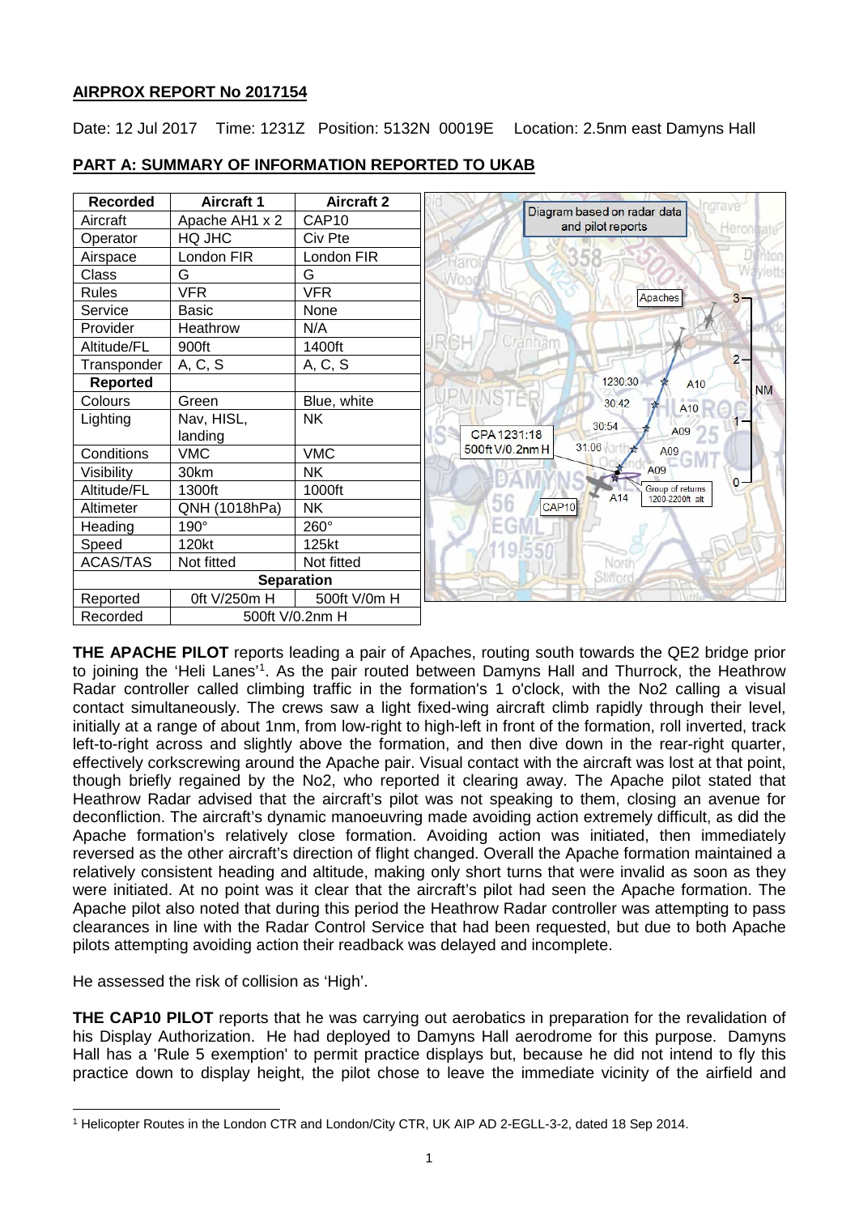## AIRPROX REPORT No 2017154

Date: 12 Jul 2017 Time: 1231Z Position: 5132N 00019E Location: 2.5nm east Damyns Hall

## PART A: SUMMARY OF INFORMATION REPORTED TO UKAB

| Recorded | Aircraft 1 | Aircraft 2 |
|---|---|---|
| Aircraft | Apache AH1 x 2 | CAP10 |
| Operator | HQ JHC | Civ Pte |
| Airspace | London FIR | London FIR |
| Class | G | G |
| Rules | VFR | VFR |
| Service | Basic | None |
| Provider | Heathrow | N/A |
| Altitude/FL | 900ft | 1400ft |
| Transponder | A, C, S | A, C, S |
| **Reported** | | |
| Colours | Green | Blue, white |
| Lighting | Nav, HISL, landing | NK |
| Conditions | VMC | VMC |
| Visibility | 30km | NK |
| Altitude/FL | 1300ft | 1000ft |
| Altimeter | QNH (1018hPa) | NK |
| Heading | 190° | 260° |
| Speed | 120kt | 125kt |
| ACAS/TAS | Not fitted | Not fitted |
| **Separation** | | |
| Reported | 0ft V/250m H | 500ft V/0m H |
| Recorded | 500ft V/0.2nm H | |

Diagram based on radar data and pilot reports

**THE APACHE PILOT** reports leading a pair of Apaches, routing south towards the QE2 bridge prior to joining the 'Heli Lanes'[1]. As the pair routed between Damyns Hall and Thurrock, the Heathrow Radar controller called climbing traffic in the formation's 1 o'clock, with the No2 calling a visual contact simultaneously. The crews saw a light fixed-wing aircraft climb rapidly through their level, initially at a range of about 1nm, from low-right to high-left in front of the formation, roll inverted, track left-to-right across and slightly above the formation, and then dive down in the rear-right quarter, effectively corkscrewing around the Apache pair. Visual contact with the aircraft was lost at that point, though briefly regained by the No2, who reported it clearing away. The Apache pilot stated that Heathrow Radar advised that the aircraft's pilot was not speaking to them, closing an avenue for deconfliction. The aircraft's dynamic manoeuvring made avoiding action extremely difficult, as did the Apache formation's relatively close formation. Avoiding action was initiated, then immediately reversed as the other aircraft's direction of flight changed. Overall the Apache formation maintained a relatively consistent heading and altitude, making only short turns that were invalid as soon as they were initiated. At no point was it clear that the aircraft's pilot had seen the Apache formation. The Apache pilot also noted that during this period the Heathrow Radar controller was attempting to pass clearances in line with the Radar Control Service that had been requested, but due to both Apache pilots attempting avoiding action their readback was delayed and incomplete.

He assessed the risk of collision as 'High'.

**THE CAP10 PILOT** reports that he was carrying out aerobatics in preparation for the revalidation of his Display Authorization. He had deployed to Damyns Hall aerodrome for this purpose. Damyns Hall has a 'Rule 5 exemption' to permit practice displays but, because he did not intend to fly this practice down to display height, the pilot chose to leave the immediate vicinity of the airfield and

[1] Helicopter Routes in the London CTR and London/City CTR, UK AIP AD 2-EGLL-3-2, dated 18 Sep 2014.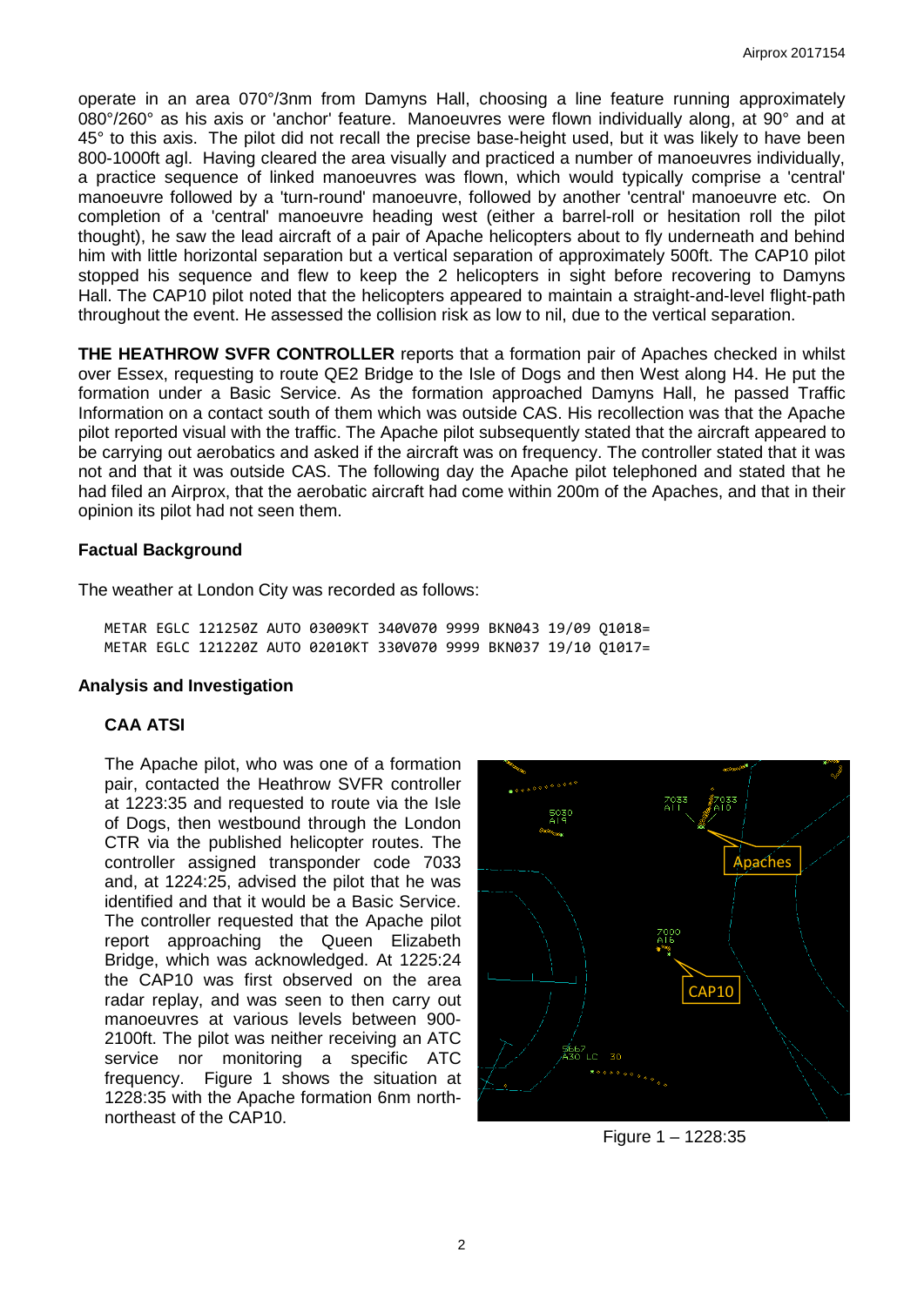operate in an area 070°/3nm from Damyns Hall, choosing a line feature running approximately 080°/260° as his axis or 'anchor' feature. Manoeuvres were flown individually along, at 90° and at 45° to this axis. The pilot did not recall the precise base-height used, but it was likely to have been 800-1000ft agl. Having cleared the area visually and practiced a number of manoeuvres individually, a practice sequence of linked manoeuvres was flown, which would typically comprise a 'central' manoeuvre followed by a 'turn-round' manoeuvre, followed by another 'central' manoeuvre etc. On completion of a 'central' manoeuvre heading west (either a barrel-roll or hesitation roll the pilot thought), he saw the lead aircraft of a pair of Apache helicopters about to fly underneath and behind him with little horizontal separation but a vertical separation of approximately 500ft. The CAP10 pilot stopped his sequence and flew to keep the 2 helicopters in sight before recovering to Damyns Hall. The CAP10 pilot noted that the helicopters appeared to maintain a straight-and-level flight-path throughout the event. He assessed the collision risk as low to nil, due to the vertical separation.

**THE HEATHROW SVFR CONTROLLER** reports that a formation pair of Apaches checked in whilst over Essex, requesting to route QE2 Bridge to the Isle of Dogs and then West along H4. He put the formation under a Basic Service. As the formation approached Damyns Hall, he passed Traffic Information on a contact south of them which was outside CAS. His recollection was that the Apache pilot reported visual with the traffic. The Apache pilot subsequently stated that the aircraft appeared to be carrying out aerobatics and asked if the aircraft was on frequency. The controller stated that it was not and that it was outside CAS. The following day the Apache pilot telephoned and stated that he had filed an Airprox, that the aerobatic aircraft had come within 200m of the Apaches, and that in their opinion its pilot had not seen them.

### Factual Background

The weather at London City was recorded as follows:

```
METAR EGLC 121250Z AUTO 03009KT 340V070 9999 BKN043 19/09 Q1018=
METAR EGLC 121220Z AUTO 02010KT 330V070 9999 BKN037 19/10 Q1017=
```

### Analysis and Investigation

#### CAA ATSI

The Apache pilot, who was one of a formation pair, contacted the Heathrow SVFR controller at 1223:35 and requested to route via the Isle of Dogs, then westbound through the London CTR via the published helicopter routes. The controller assigned transponder code 7033 and, at 1224:25, advised the pilot that he was identified and that it would be a Basic Service. The controller requested that the Apache pilot report approaching the Queen Elizabeth Bridge, which was acknowledged. At 1225:24 the CAP10 was first observed on the area radar replay, and was seen to then carry out manoeuvres at various levels between 900-2100ft. The pilot was neither receiving an ATC service nor monitoring a specific ATC frequency. Figure 1 shows the situation at 1228:35 with the Apache formation 6nm north-northeast of the CAP10.

Figure 1 – 1228:35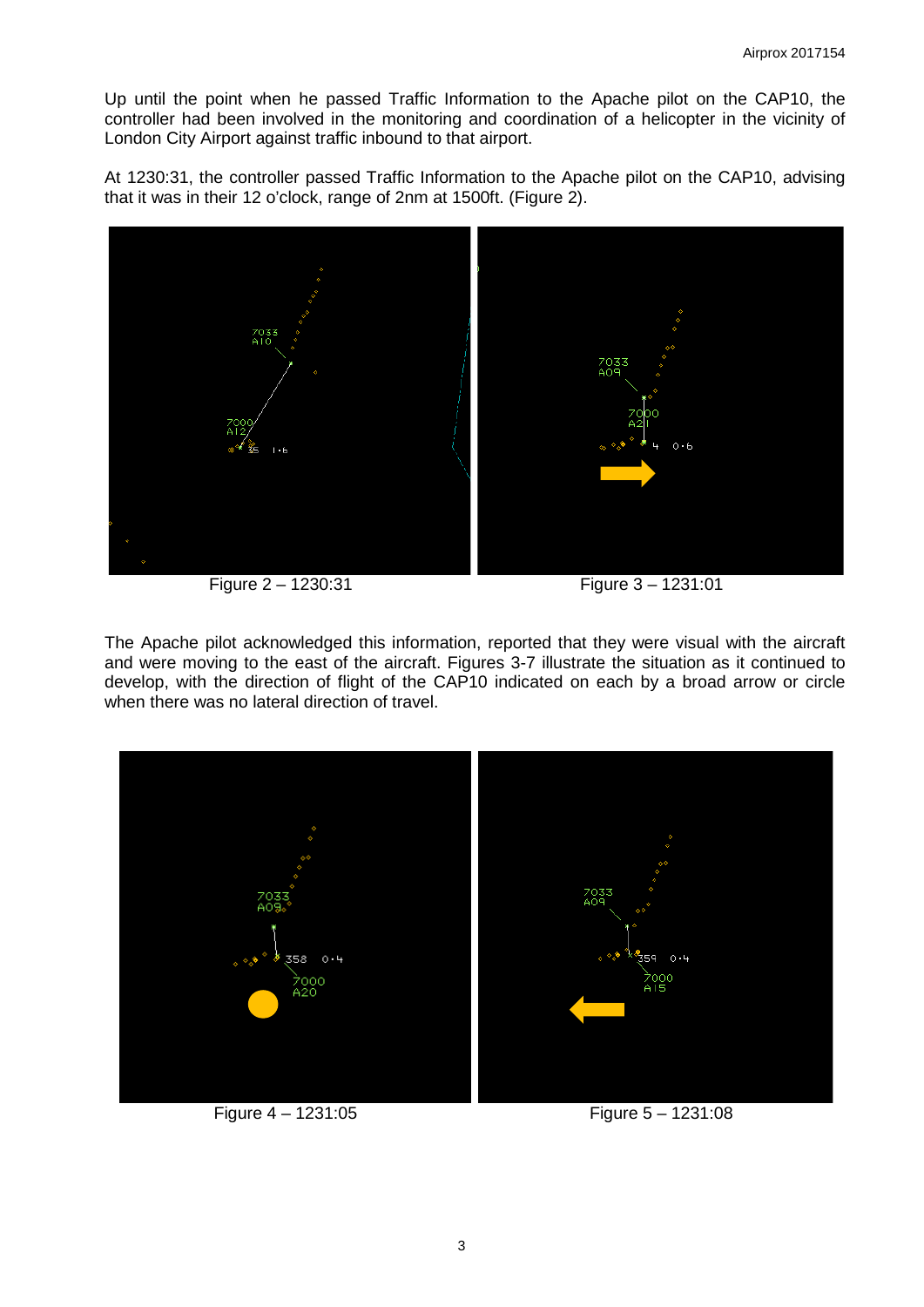Up until the point when he passed Traffic Information to the Apache pilot on the CAP10, the controller had been involved in the monitoring and coordination of a helicopter in the vicinity of London City Airport against traffic inbound to that airport.

At 1230:31, the controller passed Traffic Information to the Apache pilot on the CAP10, advising that it was in their 12 o'clock, range of 2nm at 1500ft. (Figure 2).

Figure 2 – 1230:31

Figure 3 – 1231:01

The Apache pilot acknowledged this information, reported that they were visual with the aircraft and were moving to the east of the aircraft. Figures 3-7 illustrate the situation as it continued to develop, with the direction of flight of the CAP10 indicated on each by a broad arrow or circle when there was no lateral direction of travel.

Figure 4 – 1231:05

Figure 5 – 1231:08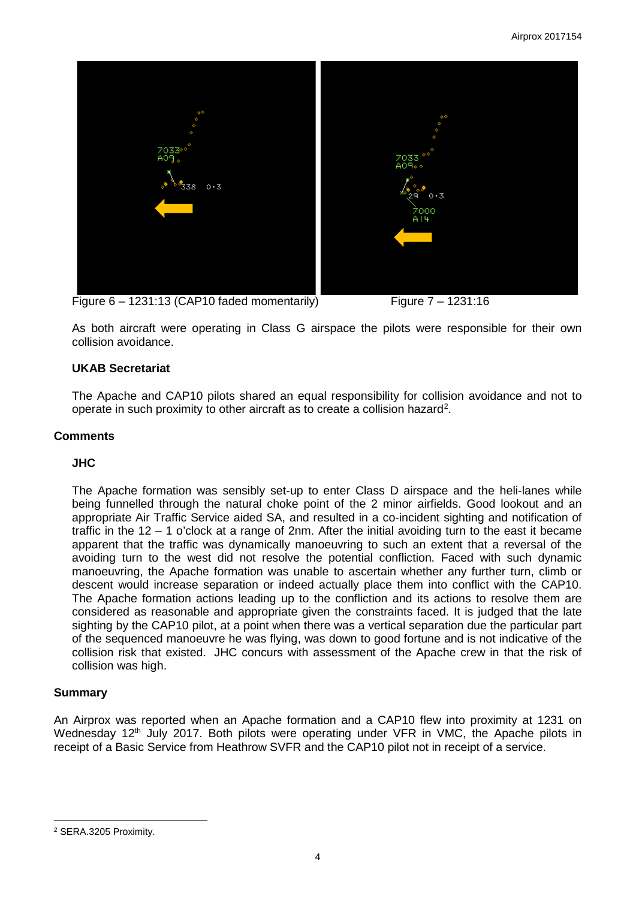Figure 6 – 1231:13 (CAP10 faded momentarily)

Figure 7 – 1231:16

As both aircraft were operating in Class G airspace the pilots were responsible for their own collision avoidance.

### UKAB Secretariat

The Apache and CAP10 pilots shared an equal responsibility for collision avoidance and not to operate in such proximity to other aircraft as to create a collision hazard[2].

## Comments

### JHC

The Apache formation was sensibly set-up to enter Class D airspace and the heli-lanes while being funnelled through the natural choke point of the 2 minor airfields. Good lookout and an appropriate Air Traffic Service aided SA, and resulted in a co-incident sighting and notification of traffic in the 12 – 1 o'clock at a range of 2nm. After the initial avoiding turn to the east it became apparent that the traffic was dynamically manoeuvring to such an extent that a reversal of the avoiding turn to the west did not resolve the potential confliction. Faced with such dynamic manoeuvring, the Apache formation was unable to ascertain whether any further turn, climb or descent would increase separation or indeed actually place them into conflict with the CAP10. The Apache formation actions leading up to the confliction and its actions to resolve them are considered as reasonable and appropriate given the constraints faced. It is judged that the late sighting by the CAP10 pilot, at a point when there was a vertical separation due the particular part of the sequenced manoeuvre he was flying, was down to good fortune and is not indicative of the collision risk that existed. JHC concurs with assessment of the Apache crew in that the risk of collision was high.

## Summary

An Airprox was reported when an Apache formation and a CAP10 flew into proximity at 1231 on Wednesday 12th July 2017. Both pilots were operating under VFR in VMC, the Apache pilots in receipt of a Basic Service from Heathrow SVFR and the CAP10 pilot not in receipt of a service.

---

[2] SERA.3205 Proximity.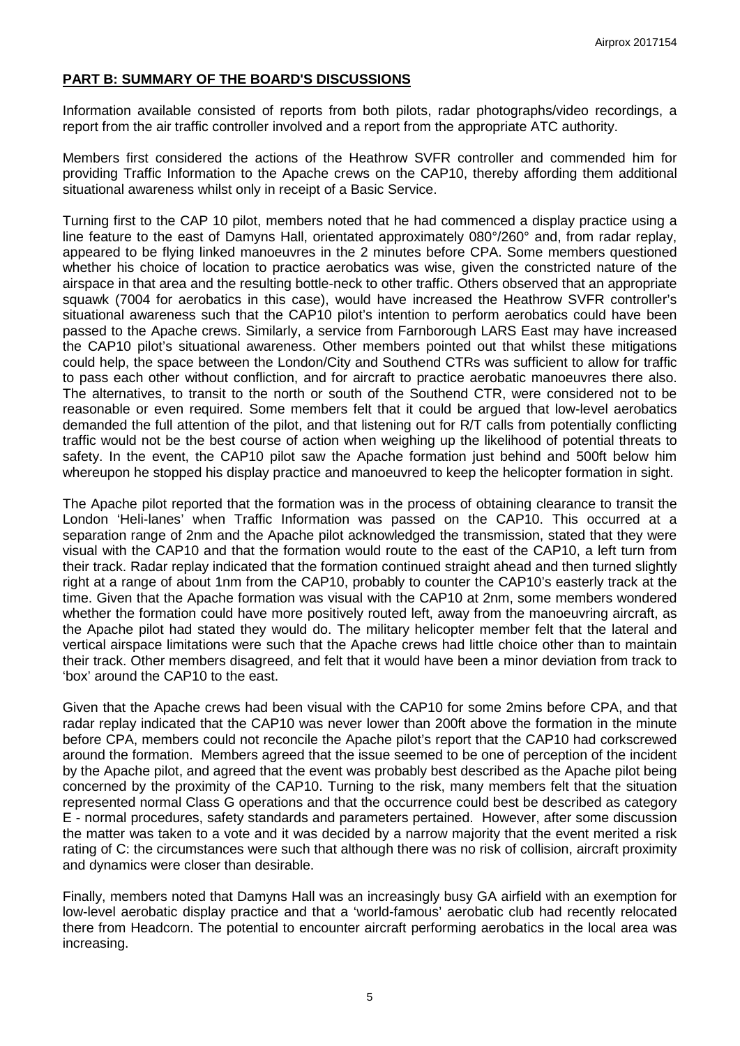## PART B: SUMMARY OF THE BOARD'S DISCUSSIONS

Information available consisted of reports from both pilots, radar photographs/video recordings, a report from the air traffic controller involved and a report from the appropriate ATC authority.

Members first considered the actions of the Heathrow SVFR controller and commended him for providing Traffic Information to the Apache crews on the CAP10, thereby affording them additional situational awareness whilst only in receipt of a Basic Service.

Turning first to the CAP 10 pilot, members noted that he had commenced a display practice using a line feature to the east of Damyns Hall, orientated approximately 080°/260° and, from radar replay, appeared to be flying linked manoeuvres in the 2 minutes before CPA. Some members questioned whether his choice of location to practice aerobatics was wise, given the constricted nature of the airspace in that area and the resulting bottle-neck to other traffic. Others observed that an appropriate squawk (7004 for aerobatics in this case), would have increased the Heathrow SVFR controller's situational awareness such that the CAP10 pilot's intention to perform aerobatics could have been passed to the Apache crews. Similarly, a service from Farnborough LARS East may have increased the CAP10 pilot's situational awareness. Other members pointed out that whilst these mitigations could help, the space between the London/City and Southend CTRs was sufficient to allow for traffic to pass each other without confliction, and for aircraft to practice aerobatic manoeuvres there also. The alternatives, to transit to the north or south of the Southend CTR, were considered not to be reasonable or even required. Some members felt that it could be argued that low-level aerobatics demanded the full attention of the pilot, and that listening out for R/T calls from potentially conflicting traffic would not be the best course of action when weighing up the likelihood of potential threats to safety. In the event, the CAP10 pilot saw the Apache formation just behind and 500ft below him whereupon he stopped his display practice and manoeuvred to keep the helicopter formation in sight.

The Apache pilot reported that the formation was in the process of obtaining clearance to transit the London 'Heli-lanes' when Traffic Information was passed on the CAP10. This occurred at a separation range of 2nm and the Apache pilot acknowledged the transmission, stated that they were visual with the CAP10 and that the formation would route to the east of the CAP10, a left turn from their track. Radar replay indicated that the formation continued straight ahead and then turned slightly right at a range of about 1nm from the CAP10, probably to counter the CAP10's easterly track at the time. Given that the Apache formation was visual with the CAP10 at 2nm, some members wondered whether the formation could have more positively routed left, away from the manoeuvring aircraft, as the Apache pilot had stated they would do. The military helicopter member felt that the lateral and vertical airspace limitations were such that the Apache crews had little choice other than to maintain their track. Other members disagreed, and felt that it would have been a minor deviation from track to 'box' around the CAP10 to the east.

Given that the Apache crews had been visual with the CAP10 for some 2mins before CPA, and that radar replay indicated that the CAP10 was never lower than 200ft above the formation in the minute before CPA, members could not reconcile the Apache pilot's report that the CAP10 had corkscrewed around the formation. Members agreed that the issue seemed to be one of perception of the incident by the Apache pilot, and agreed that the event was probably best described as the Apache pilot being concerned by the proximity of the CAP10. Turning to the risk, many members felt that the situation represented normal Class G operations and that the occurrence could best be described as category E - normal procedures, safety standards and parameters pertained. However, after some discussion the matter was taken to a vote and it was decided by a narrow majority that the event merited a risk rating of C: the circumstances were such that although there was no risk of collision, aircraft proximity and dynamics were closer than desirable.

Finally, members noted that Damyns Hall was an increasingly busy GA airfield with an exemption for low-level aerobatic display practice and that a 'world-famous' aerobatic club had recently relocated there from Headcorn. The potential to encounter aircraft performing aerobatics in the local area was increasing.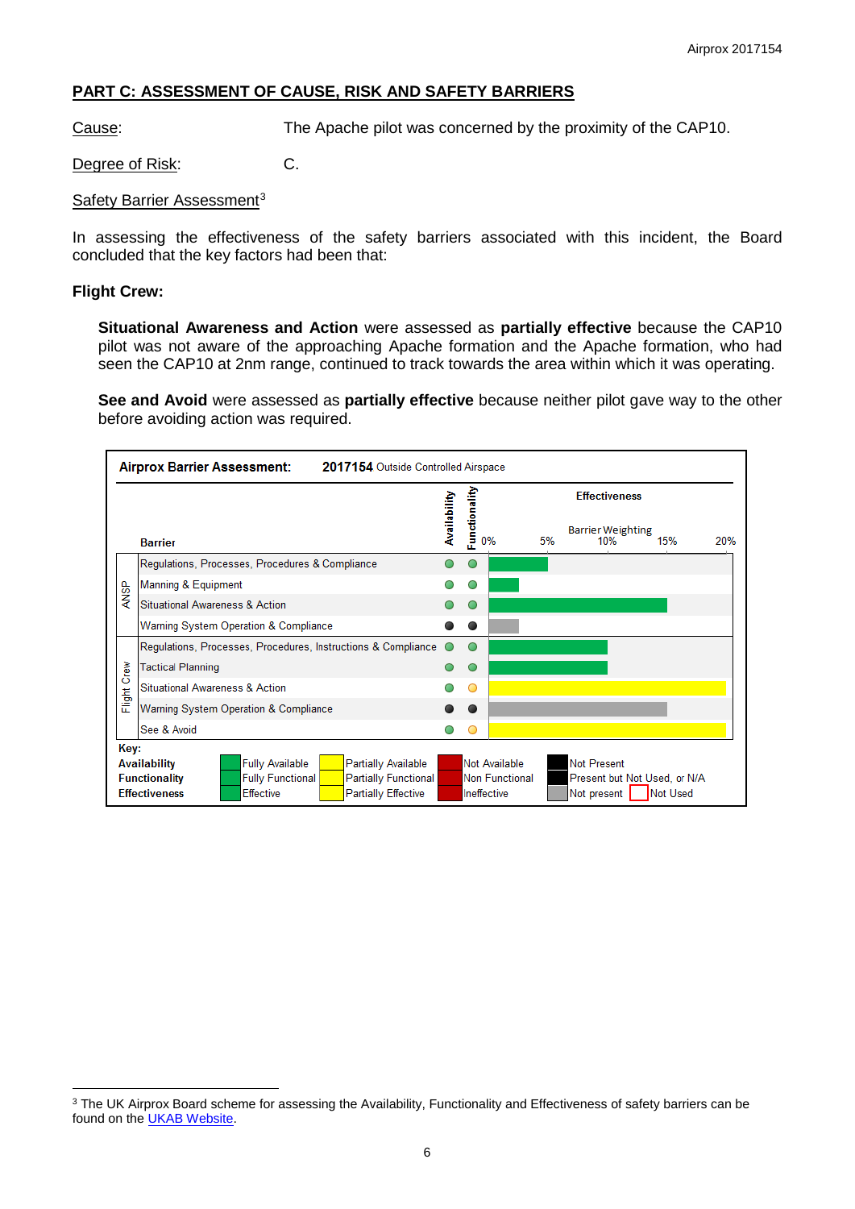## PART C: ASSESSMENT OF CAUSE, RISK AND SAFETY BARRIERS

Cause: The Apache pilot was concerned by the proximity of the CAP10.

Degree of Risk: C.

Safety Barrier Assessment[3]

In assessing the effectiveness of the safety barriers associated with this incident, the Board concluded that the key factors had been that:

**Flight Crew:**

**Situational Awareness and Action** were assessed as **partially effective** because the CAP10 pilot was not aware of the approaching Apache formation and the Apache formation, who had seen the CAP10 at 2nm range, continued to track towards the area within which it was operating.

**See and Avoid** were assessed as **partially effective** because neither pilot gave way to the other before avoiding action was required.

**Airprox Barrier Assessment:** **2017154** Outside Controlled Airspace

Barrier

Availability

Functionality

Effectiveness

Barrier Weighting

0%

5%

10%

15%

20%

ANSP

Regulations, Processes, Procedures & Compliance

Manning & Equipment

Situational Awareness & Action

Warning System Operation & Compliance

Flight Crew

Regulations, Processes, Procedures, Instructions & Compliance

Tactical Planning

Situational Awareness & Action

Warning System Operation & Compliance

See & Avoid

Key:

**Availability**: Fully Available; Partially Available; Not Available; Not Present

**Functionality**: Fully Functional; Partially Functional; Non Functional; Present but Not Used, or N/A

**Effectiveness**: Effective; Partially Effective; Ineffective; Not present; Not Used

---

[3] The UK Airprox Board scheme for assessing the Availability, Functionality and Effectiveness of safety barriers can be found on the UKAB Website.